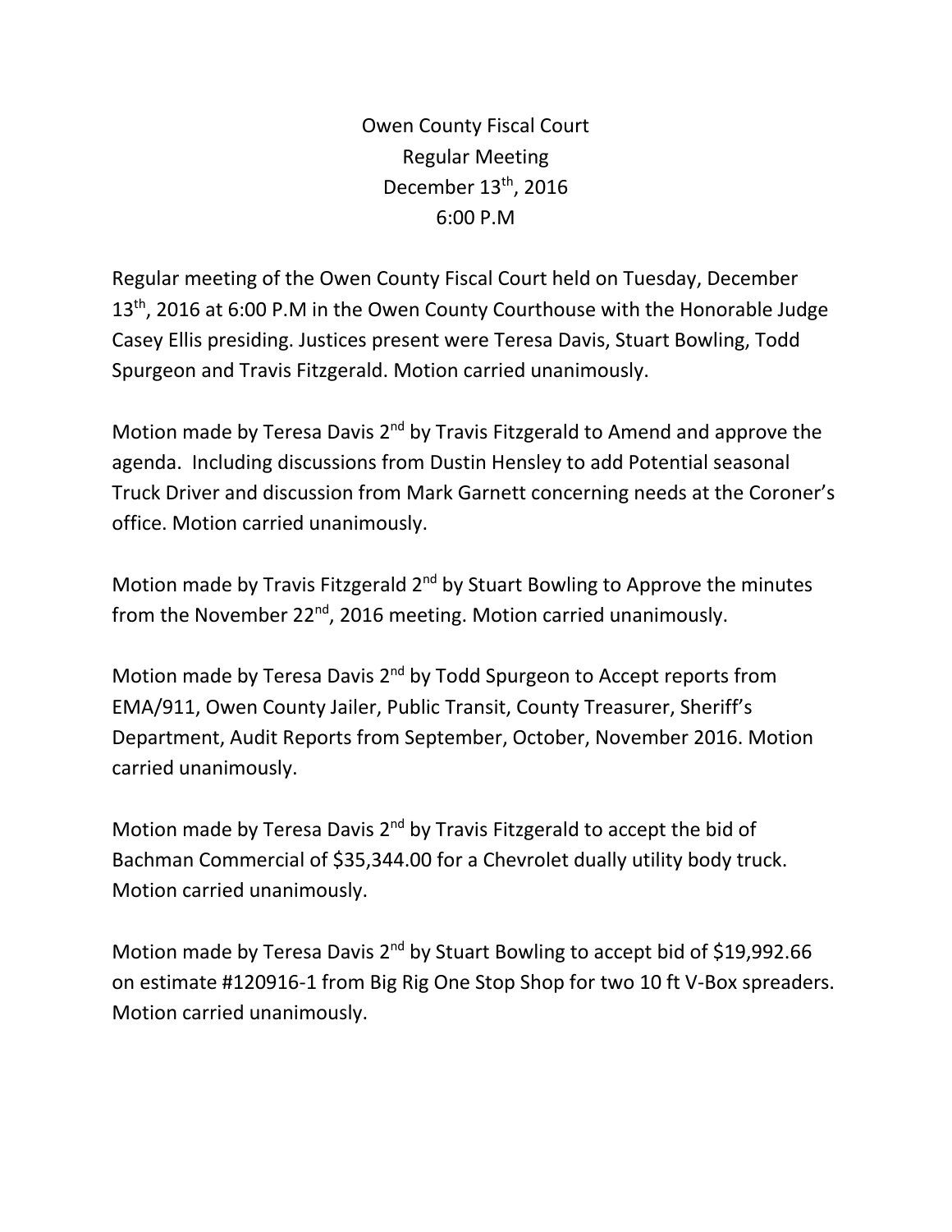# Owen County Fiscal Court
## Regular Meeting
## December 13th, 2016
## 6:00 P.M

Regular meeting of the Owen County Fiscal Court held on Tuesday, December 13th, 2016 at 6:00 P.M in the Owen County Courthouse with the Honorable Judge Casey Ellis presiding. Justices present were Teresa Davis, Stuart Bowling, Todd Spurgeon and Travis Fitzgerald. Motion carried unanimously.

Motion made by Teresa Davis 2nd by Travis Fitzgerald to Amend and approve the agenda. Including discussions from Dustin Hensley to add Potential seasonal Truck Driver and discussion from Mark Garnett concerning needs at the Coroner's office. Motion carried unanimously.

Motion made by Travis Fitzgerald 2nd by Stuart Bowling to Approve the minutes from the November 22nd, 2016 meeting. Motion carried unanimously.

Motion made by Teresa Davis 2nd by Todd Spurgeon to Accept reports from EMA/911, Owen County Jailer, Public Transit, County Treasurer, Sheriff's Department, Audit Reports from September, October, November 2016. Motion carried unanimously.

Motion made by Teresa Davis 2nd by Travis Fitzgerald to accept the bid of Bachman Commercial of $35,344.00 for a Chevrolet dually utility body truck. Motion carried unanimously.

Motion made by Teresa Davis 2nd by Stuart Bowling to accept bid of $19,992.66 on estimate #120916-1 from Big Rig One Stop Shop for two 10 ft V-Box spreaders. Motion carried unanimously.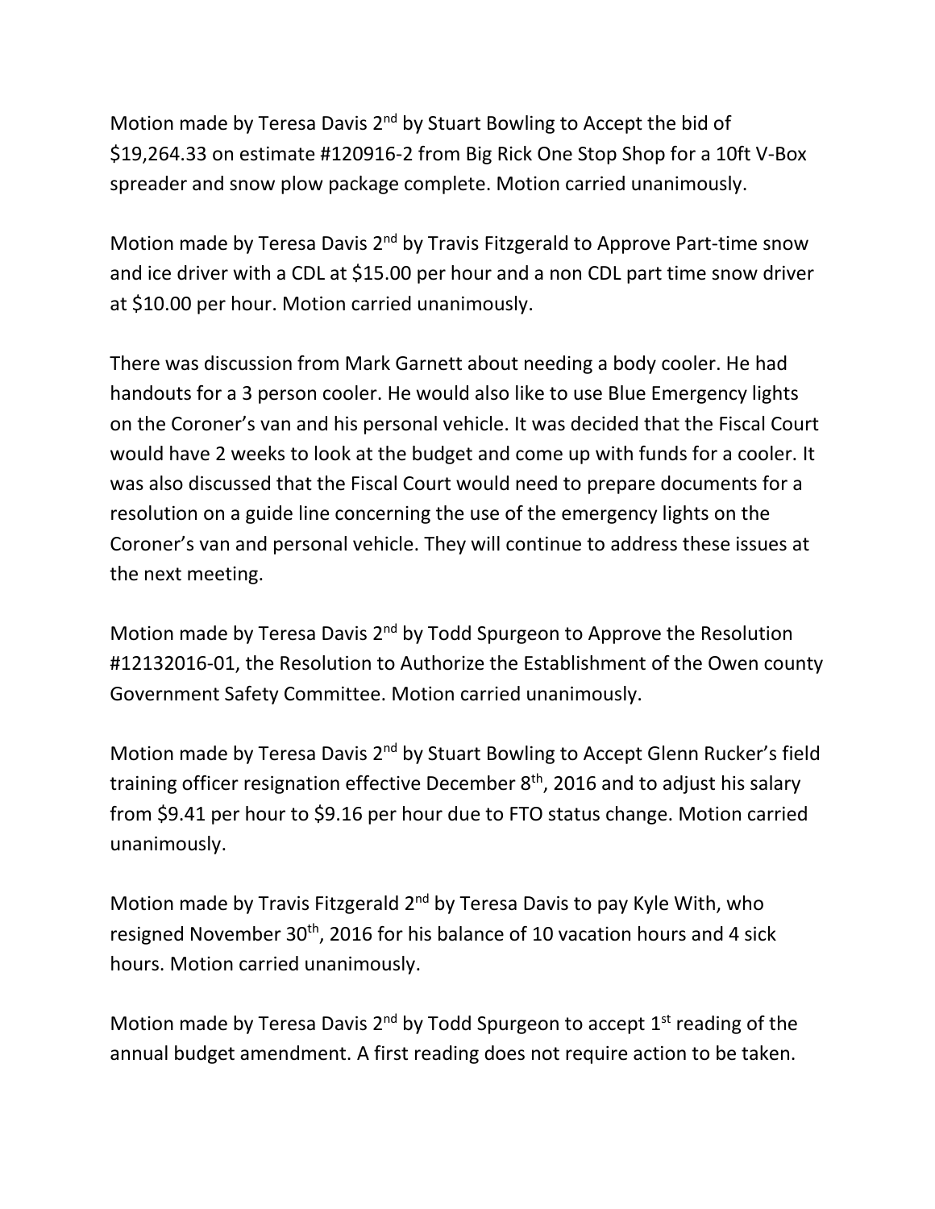Motion made by Teresa Davis 2nd by Stuart Bowling to Accept the bid of $19,264.33 on estimate #120916-2 from Big Rick One Stop Shop for a 10ft V-Box spreader and snow plow package complete. Motion carried unanimously.

Motion made by Teresa Davis 2nd by Travis Fitzgerald to Approve Part-time snow and ice driver with a CDL at $15.00 per hour and a non CDL part time snow driver at $10.00 per hour. Motion carried unanimously.

There was discussion from Mark Garnett about needing a body cooler. He had handouts for a 3 person cooler. He would also like to use Blue Emergency lights on the Coroner's van and his personal vehicle. It was decided that the Fiscal Court would have 2 weeks to look at the budget and come up with funds for a cooler. It was also discussed that the Fiscal Court would need to prepare documents for a resolution on a guide line concerning the use of the emergency lights on the Coroner's van and personal vehicle. They will continue to address these issues at the next meeting.

Motion made by Teresa Davis 2nd by Todd Spurgeon to Approve the Resolution #12132016-01, the Resolution to Authorize the Establishment of the Owen county Government Safety Committee. Motion carried unanimously.

Motion made by Teresa Davis 2nd by Stuart Bowling to Accept Glenn Rucker's field training officer resignation effective December 8th, 2016 and to adjust his salary from $9.41 per hour to $9.16 per hour due to FTO status change. Motion carried unanimously.

Motion made by Travis Fitzgerald 2nd by Teresa Davis to pay Kyle With, who resigned November 30th, 2016 for his balance of 10 vacation hours and 4 sick hours. Motion carried unanimously.

Motion made by Teresa Davis 2nd by Todd Spurgeon to accept 1st reading of the annual budget amendment. A first reading does not require action to be taken.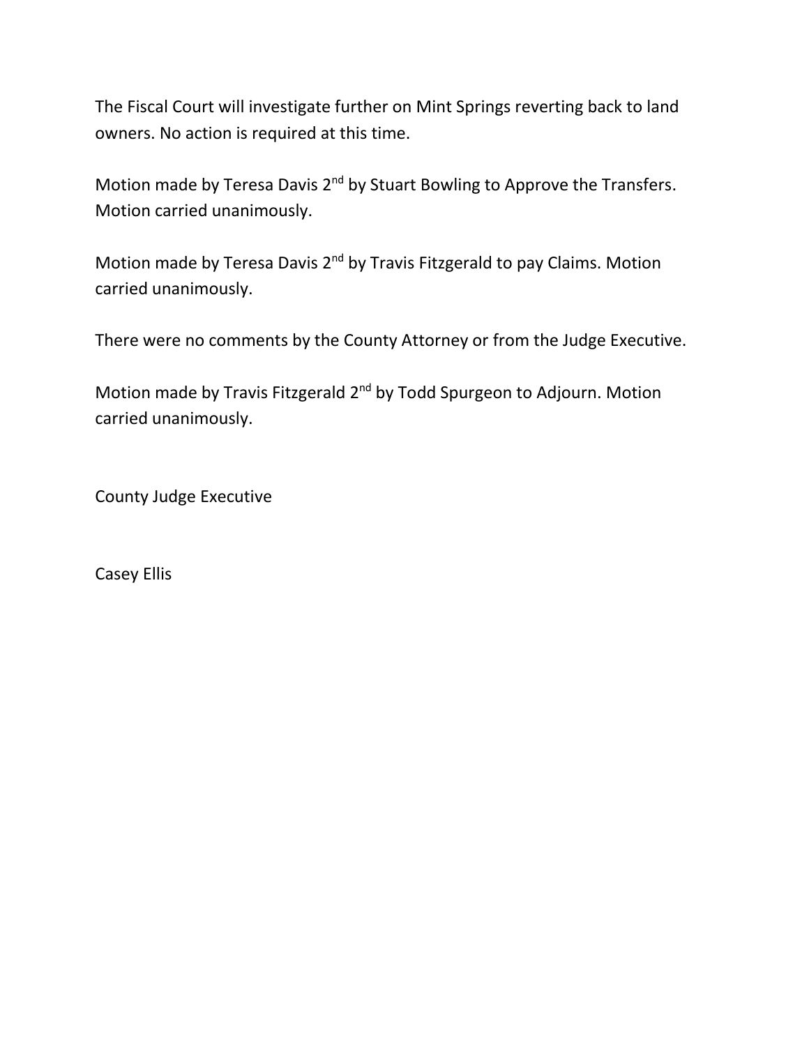The Fiscal Court will investigate further on Mint Springs reverting back to land owners. No action is required at this time.

Motion made by Teresa Davis 2nd by Stuart Bowling to Approve the Transfers. Motion carried unanimously.

Motion made by Teresa Davis 2nd by Travis Fitzgerald to pay Claims. Motion carried unanimously.

There were no comments by the County Attorney or from the Judge Executive.

Motion made by Travis Fitzgerald 2nd by Todd Spurgeon to Adjourn. Motion carried unanimously.

County Judge Executive

Casey Ellis